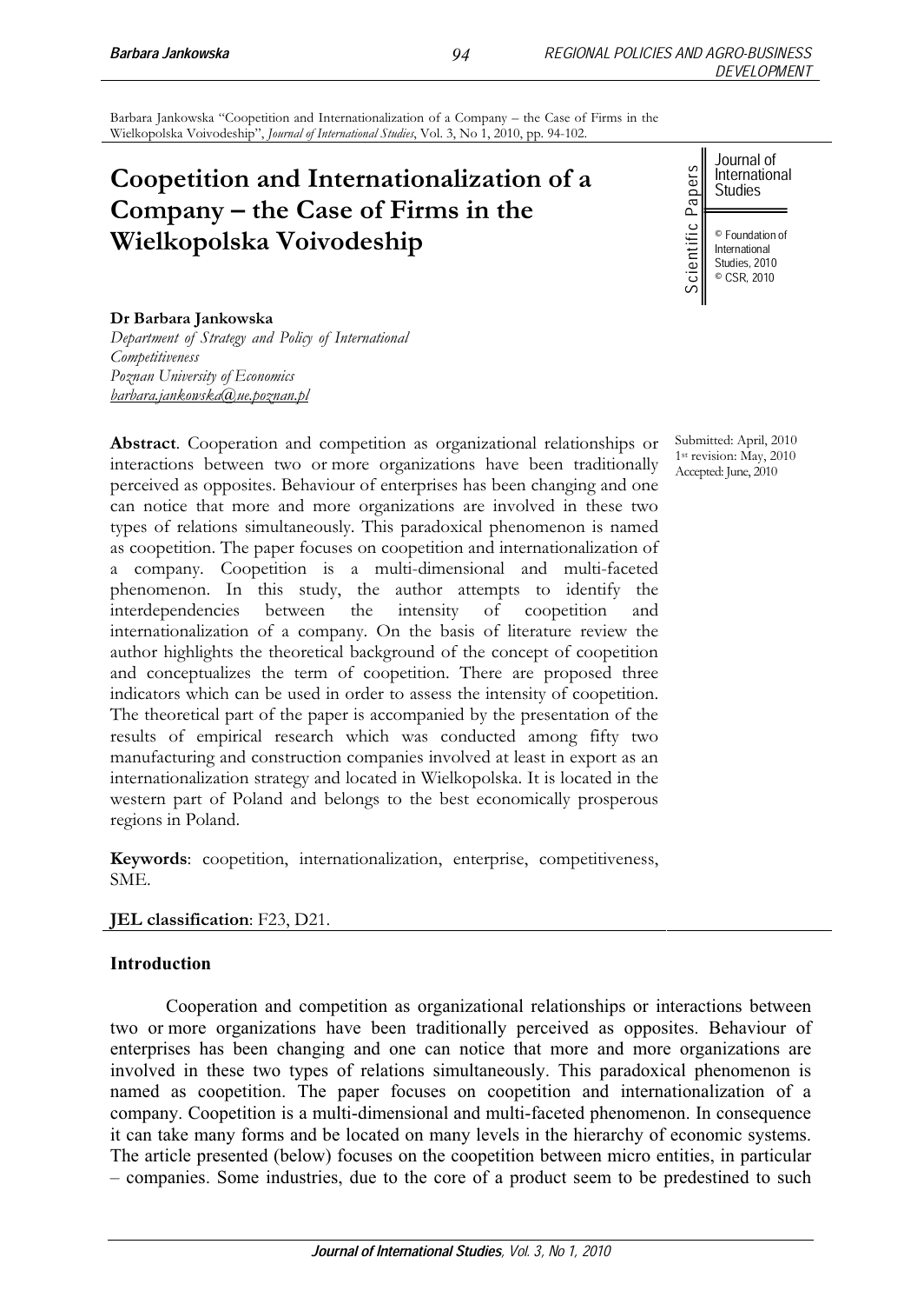Barbara Jankowska "Coopetition and Internationalization of a Company – the Case of Firms in the Wielkopolska Voivodeship", *Journal of International Studies*, Vol. 3, No 1, 2010, pp. 94-102.

# Coopetition and Internationalization of a Company – the Case of Firms in the Wielkopolska Voivodeship

Journal of International Studies

Scientific Papers

© Foundation of International Studies, 2010
© CSR, 2010

**Dr Barbara Jankowska**
*Department of Strategy and Policy of International Competitiveness*
*Poznan University of Economics*
barbara.jankowska@ue.poznan.pl

Submitted: April, 2010
1st revision: May, 2010
Accepted: June, 2010

**Abstract**. Cooperation and competition as organizational relationships or interactions between two or more organizations have been traditionally perceived as opposites. Behaviour of enterprises has been changing and one can notice that more and more organizations are involved in these two types of relations simultaneously. This paradoxical phenomenon is named as coopetition. The paper focuses on coopetition and internationalization of a company. Coopetition is a multi-dimensional and multi-faceted phenomenon. In this study, the author attempts to identify the interdependencies between the intensity of coopetition and internationalization of a company. On the basis of literature review the author highlights the theoretical background of the concept of coopetition and conceptualizes the term of coopetition. There are proposed three indicators which can be used in order to assess the intensity of coopetition. The theoretical part of the paper is accompanied by the presentation of the results of empirical research which was conducted among fifty two manufacturing and construction companies involved at least in export as an internationalization strategy and located in Wielkopolska. It is located in the western part of Poland and belongs to the best economically prosperous regions in Poland.

**Keywords**: coopetition, internationalization, enterprise, competitiveness, SME.

**JEL classification**: F23, D21.

## Introduction

Cooperation and competition as organizational relationships or interactions between two or more organizations have been traditionally perceived as opposites. Behaviour of enterprises has been changing and one can notice that more and more organizations are involved in these two types of relations simultaneously. This paradoxical phenomenon is named as coopetition. The paper focuses on coopetition and internationalization of a company. Coopetition is a multi-dimensional and multi-faceted phenomenon. In consequence it can take many forms and be located on many levels in the hierarchy of economic systems. The article presented (below) focuses on the coopetition between micro entities, in particular – companies. Some industries, due to the core of a product seem to be predestined to such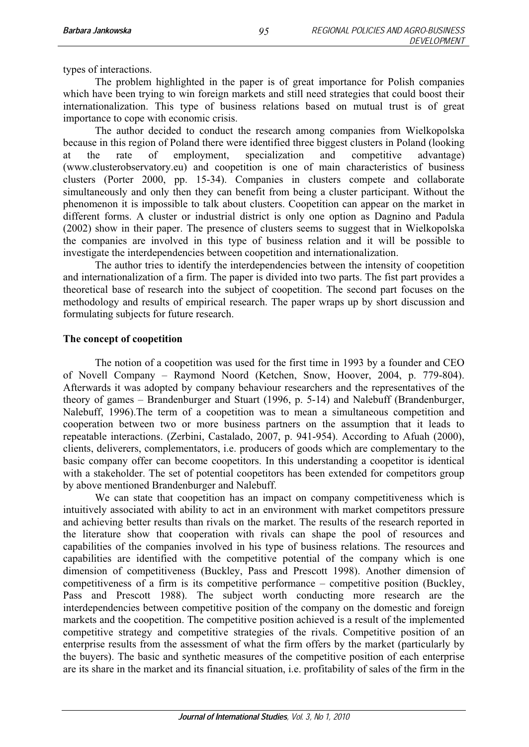types of interactions.

The problem highlighted in the paper is of great importance for Polish companies which have been trying to win foreign markets and still need strategies that could boost their internationalization. This type of business relations based on mutual trust is of great importance to cope with economic crisis.

The author decided to conduct the research among companies from Wielkopolska because in this region of Poland there were identified three biggest clusters in Poland (looking at the rate of employment, specialization and competitive advantage) (www.clusterobservatory.eu) and coopetition is one of main characteristics of business clusters (Porter 2000, pp. 15-34). Companies in clusters compete and collaborate simultaneously and only then they can benefit from being a cluster participant. Without the phenomenon it is impossible to talk about clusters. Coopetition can appear on the market in different forms. A cluster or industrial district is only one option as Dagnino and Padula (2002) show in their paper. The presence of clusters seems to suggest that in Wielkopolska the companies are involved in this type of business relation and it will be possible to investigate the interdependencies between coopetition and internationalization.

The author tries to identify the interdependencies between the intensity of coopetition and internationalization of a firm. The paper is divided into two parts. The fist part provides a theoretical base of research into the subject of coopetition. The second part focuses on the methodology and results of empirical research. The paper wraps up by short discussion and formulating subjects for future research.

## The concept of coopetition

The notion of a coopetition was used for the first time in 1993 by a founder and CEO of Novell Company – Raymond Noord (Ketchen, Snow, Hoover, 2004, p. 779-804). Afterwards it was adopted by company behaviour researchers and the representatives of the theory of games – Brandenburger and Stuart (1996, p. 5-14) and Nalebuff (Brandenburger, Nalebuff, 1996).The term of a coopetition was to mean a simultaneous competition and cooperation between two or more business partners on the assumption that it leads to repeatable interactions. (Zerbini, Castalado, 2007, p. 941-954). According to Afuah (2000), clients, deliverers, complementators, i.e. producers of goods which are complementary to the basic company offer can become coopetitors. In this understanding a coopetitor is identical with a stakeholder. The set of potential coopetitors has been extended for competitors group by above mentioned Brandenburger and Nalebuff.

We can state that coopetition has an impact on company competitiveness which is intuitively associated with ability to act in an environment with market competitors pressure and achieving better results than rivals on the market. The results of the research reported in the literature show that cooperation with rivals can shape the pool of resources and capabilities of the companies involved in his type of business relations. The resources and capabilities are identified with the competitive potential of the company which is one dimension of competitiveness (Buckley, Pass and Prescott 1998). Another dimension of competitiveness of a firm is its competitive performance – competitive position (Buckley, Pass and Prescott 1988). The subject worth conducting more research are the interdependencies between competitive position of the company on the domestic and foreign markets and the coopetition. The competitive position achieved is a result of the implemented competitive strategy and competitive strategies of the rivals. Competitive position of an enterprise results from the assessment of what the firm offers by the market (particularly by the buyers). The basic and synthetic measures of the competitive position of each enterprise are its share in the market and its financial situation, i.e. profitability of sales of the firm in the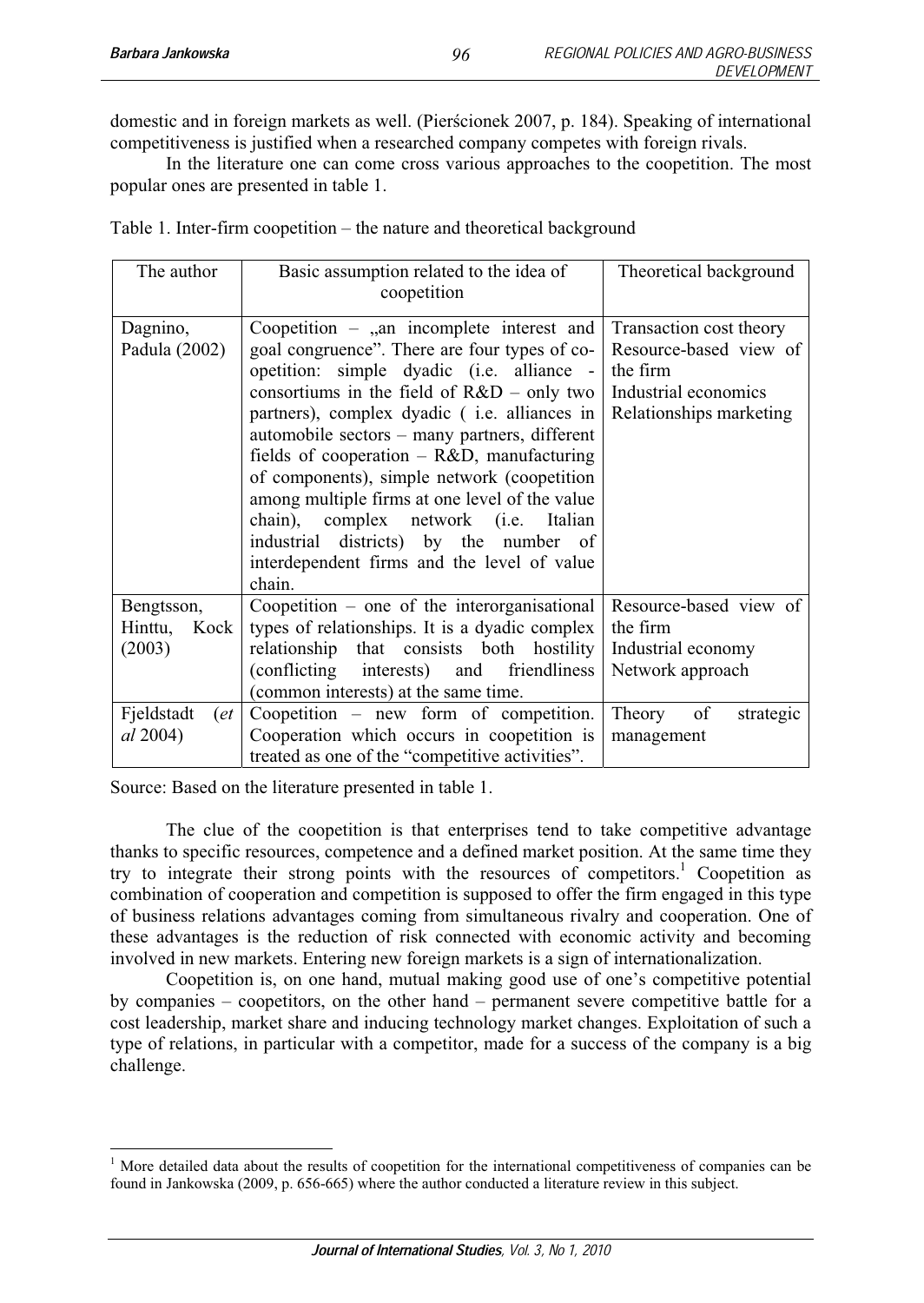domestic and in foreign markets as well. (Pierścionek 2007, p. 184). Speaking of international competitiveness is justified when a researched company competes with foreign rivals.

In the literature one can come cross various approaches to the coopetition. The most popular ones are presented in table 1.

Table 1. Inter-firm coopetition – the nature and theoretical background

| The author | Basic assumption related to the idea of coopetition | Theoretical background |
|---|---|---|
| Dagnino, Padula (2002) | Coopetition – „an incomplete interest and goal congruence". There are four types of co-opetition: simple dyadic (i.e. alliance - consortiums in the field of R&D – only two partners), complex dyadic ( i.e. alliances in automobile sectors – many partners, different fields of cooperation – R&D, manufacturing of components), simple network (coopetition among multiple firms at one level of the value chain), complex network (i.e. Italian industrial districts) by the number of interdependent firms and the level of value chain. | Transaction cost theory<br>Resource-based view of the firm<br>Industrial economics<br>Relationships marketing |
| Bengtsson, Hinttu, Kock (2003) | Coopetition – one of the interorganisational types of relationships. It is a dyadic complex relationship that consists both hostility (conflicting interests) and friendliness (common interests) at the same time. | Resource-based view of the firm<br>Industrial economy<br>Network approach |
| Fjeldstadt (*et al* 2004) | Coopetition – new form of competition. Cooperation which occurs in coopetition is treated as one of the "competitive activities". | Theory of strategic management |

Source: Based on the literature presented in table 1.

The clue of the coopetition is that enterprises tend to take competitive advantage thanks to specific resources, competence and a defined market position. At the same time they try to integrate their strong points with the resources of competitors.[1] Coopetition as combination of cooperation and competition is supposed to offer the firm engaged in this type of business relations advantages coming from simultaneous rivalry and cooperation. One of these advantages is the reduction of risk connected with economic activity and becoming involved in new markets. Entering new foreign markets is a sign of internationalization.

Coopetition is, on one hand, mutual making good use of one's competitive potential by companies – coopetitors, on the other hand – permanent severe competitive battle for a cost leadership, market share and inducing technology market changes. Exploitation of such a type of relations, in particular with a competitor, made for a success of the company is a big challenge.

[1] More detailed data about the results of coopetition for the international competitiveness of companies can be found in Jankowska (2009, p. 656-665) where the author conducted a literature review in this subject.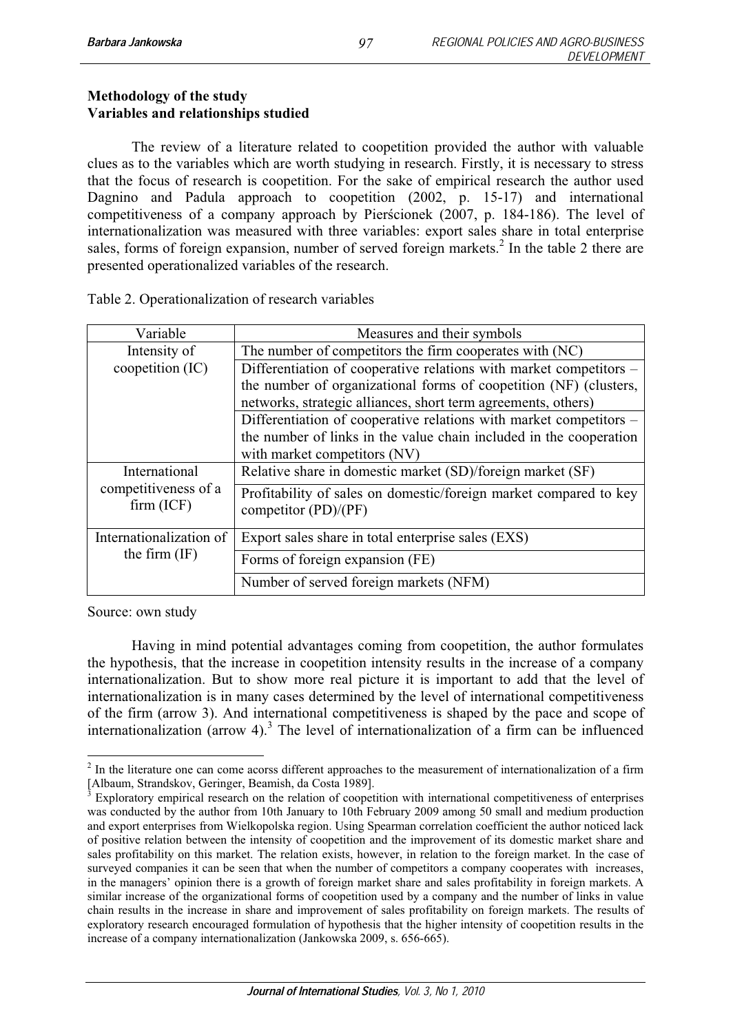## Methodology of the study

### Variables and relationships studied

The review of a literature related to coopetition provided the author with valuable clues as to the variables which are worth studying in research. Firstly, it is necessary to stress that the focus of research is coopetition. For the sake of empirical research the author used Dagnino and Padula approach to coopetition (2002, p. 15-17) and international competitiveness of a company approach by Pierścionek (2007, p. 184-186). The level of internationalization was measured with three variables: export sales share in total enterprise sales, forms of foreign expansion, number of served foreign markets.[2] In the table 2 there are presented operationalized variables of the research.

Table 2. Operationalization of research variables

| Variable | Measures and their symbols |
|---|---|
| Intensity of coopetition (IC) | The number of competitors the firm cooperates with (NC) |
| | Differentiation of cooperative relations with market competitors – the number of organizational forms of coopetition (NF) (clusters, networks, strategic alliances, short term agreements, others) |
| | Differentiation of cooperative relations with market competitors – the number of links in the value chain included in the cooperation with market competitors (NV) |
| International competitiveness of a firm (ICF) | Relative share in domestic market (SD)/foreign market (SF) |
| | Profitability of sales on domestic/foreign market compared to key competitor (PD)/(PF) |
| Internationalization of the firm (IF) | Export sales share in total enterprise sales (EXS) |
| | Forms of foreign expansion (FE) |
| | Number of served foreign markets (NFM) |

Source: own study

Having in mind potential advantages coming from coopetition, the author formulates the hypothesis, that the increase in coopetition intensity results in the increase of a company internationalization. But to show more real picture it is important to add that the level of internationalization is in many cases determined by the level of international competitiveness of the firm (arrow 3). And international competitiveness is shaped by the pace and scope of internationalization (arrow 4).[3] The level of internationalization of a firm can be influenced

---

[2] In the literature one can come acorss different approaches to the measurement of internationalization of a firm [Albaum, Strandskov, Geringer, Beamish, da Costa 1989].

[3] Exploratory empirical research on the relation of coopetition with international competitiveness of enterprises was conducted by the author from 10th January to 10th February 2009 among 50 small and medium production and export enterprises from Wielkopolska region. Using Spearman correlation coefficient the author noticed lack of positive relation between the intensity of coopetition and the improvement of its domestic market share and sales profitability on this market. The relation exists, however, in relation to the foreign market. In the case of surveyed companies it can be seen that when the number of competitors a company cooperates with increases, in the managers' opinion there is a growth of foreign market share and sales profitability in foreign markets. A similar increase of the organizational forms of coopetition used by a company and the number of links in value chain results in the increase in share and improvement of sales profitability on foreign markets. The results of exploratory research encouraged formulation of hypothesis that the higher intensity of coopetition results in the increase of a company internationalization (Jankowska 2009, s. 656-665).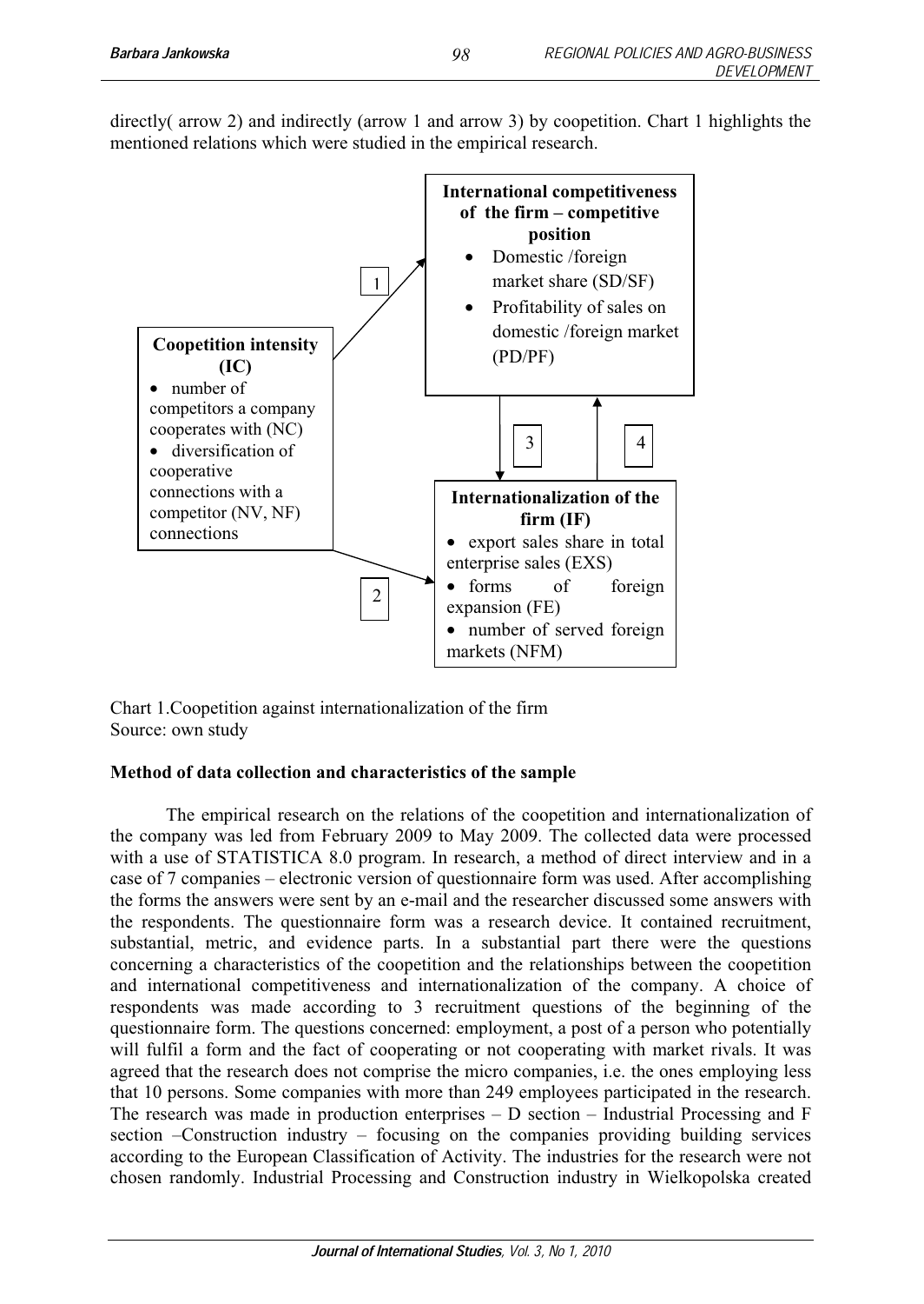directly( arrow 2) and indirectly (arrow 1 and arrow 3) by coopetition. Chart 1 highlights the mentioned relations which were studied in the empirical research.

**Coopetition intensity (IC)**
- number of competitors a company cooperates with (NC)
- diversification of cooperative connections with a competitor (NV, NF) connections

**International competitiveness of the firm – competitive position**
- Domestic /foreign market share (SD/SF)
- Profitability of sales on domestic /foreign market (PD/PF)

**Internationalization of the firm (IF)**
- export sales share in total enterprise sales (EXS)
- forms of foreign expansion (FE)
- number of served foreign markets (NFM)

Arrows: 1 – from Coopetition intensity (IC) to International competitiveness of the firm; 2 – from Coopetition intensity (IC) to Internationalization of the firm (IF); 3 – from International competitiveness of the firm to Internationalization of the firm (IF); 4 – from Internationalization of the firm (IF) to International competitiveness of the firm.

Chart 1.Coopetition against internationalization of the firm
Source: own study

**Method of data collection and characteristics of the sample**

The empirical research on the relations of the coopetition and internationalization of the company was led from February 2009 to May 2009. The collected data were processed with a use of STATISTICA 8.0 program. In research, a method of direct interview and in a case of 7 companies – electronic version of questionnaire form was used. After accomplishing the forms the answers were sent by an e-mail and the researcher discussed some answers with the respondents. The questionnaire form was a research device. It contained recruitment, substantial, metric, and evidence parts. In a substantial part there were the questions concerning a characteristics of the coopetition and the relationships between the coopetition and international competitiveness and internationalization of the company. A choice of respondents was made according to 3 recruitment questions of the beginning of the questionnaire form. The questions concerned: employment, a post of a person who potentially will fulfil a form and the fact of cooperating or not cooperating with market rivals. It was agreed that the research does not comprise the micro companies, i.e. the ones employing less that 10 persons. Some companies with more than 249 employees participated in the research. The research was made in production enterprises – D section – Industrial Processing and F section –Construction industry – focusing on the companies providing building services according to the European Classification of Activity. The industries for the research were not chosen randomly. Industrial Processing and Construction industry in Wielkopolska created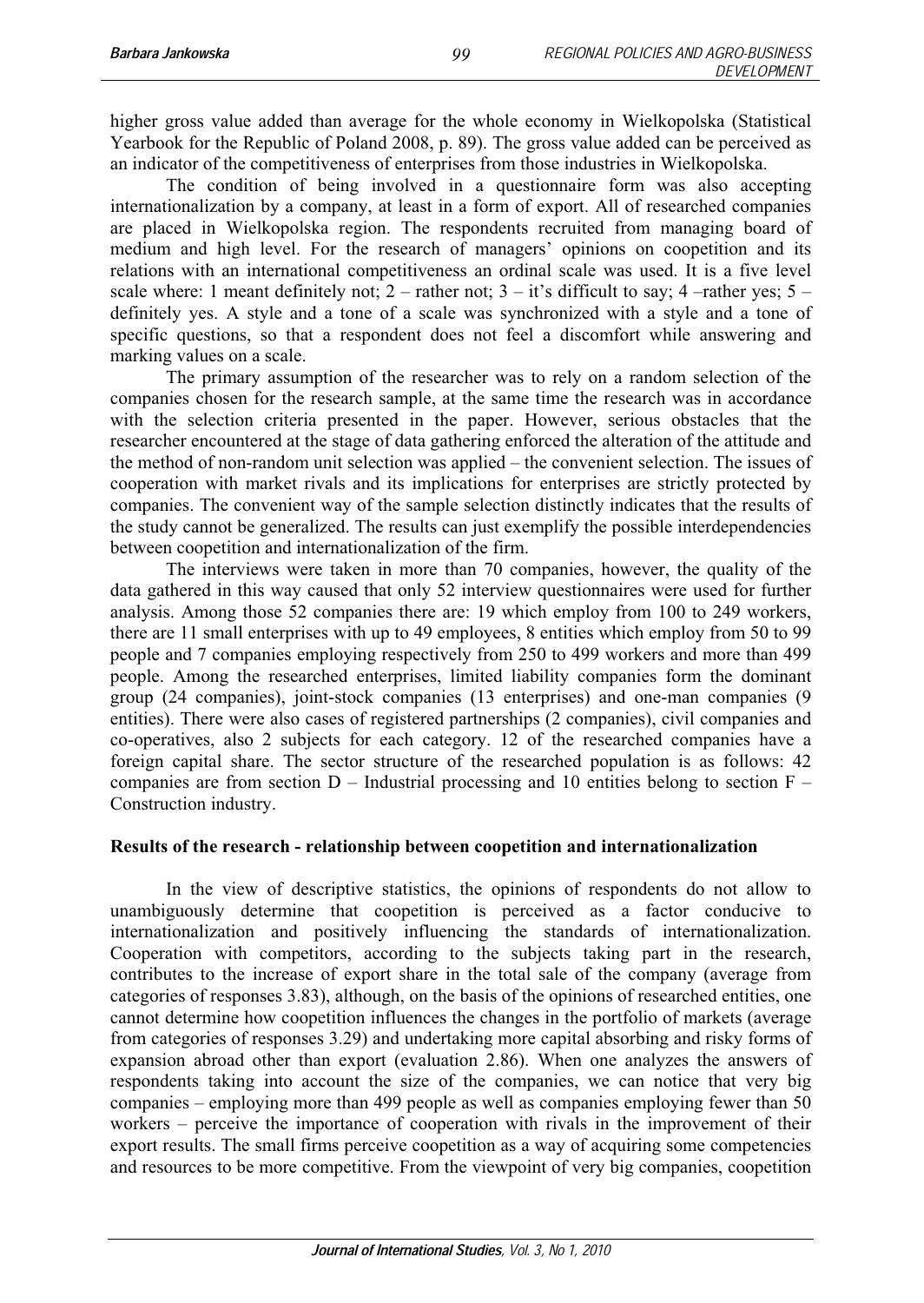higher gross value added than average for the whole economy in Wielkopolska (Statistical Yearbook for the Republic of Poland 2008, p. 89). The gross value added can be perceived as an indicator of the competitiveness of enterprises from those industries in Wielkopolska.

The condition of being involved in a questionnaire form was also accepting internationalization by a company, at least in a form of export. All of researched companies are placed in Wielkopolska region. The respondents recruited from managing board of medium and high level. For the research of managers' opinions on coopetition and its relations with an international competitiveness an ordinal scale was used. It is a five level scale where: 1 meant definitely not; 2 – rather not; 3 – it's difficult to say; 4 –rather yes; 5 – definitely yes. A style and a tone of a scale was synchronized with a style and a tone of specific questions, so that a respondent does not feel a discomfort while answering and marking values on a scale.

The primary assumption of the researcher was to rely on a random selection of the companies chosen for the research sample, at the same time the research was in accordance with the selection criteria presented in the paper. However, serious obstacles that the researcher encountered at the stage of data gathering enforced the alteration of the attitude and the method of non-random unit selection was applied – the convenient selection. The issues of cooperation with market rivals and its implications for enterprises are strictly protected by companies. The convenient way of the sample selection distinctly indicates that the results of the study cannot be generalized. The results can just exemplify the possible interdependencies between coopetition and internationalization of the firm.

The interviews were taken in more than 70 companies, however, the quality of the data gathered in this way caused that only 52 interview questionnaires were used for further analysis. Among those 52 companies there are: 19 which employ from 100 to 249 workers, there are 11 small enterprises with up to 49 employees, 8 entities which employ from 50 to 99 people and 7 companies employing respectively from 250 to 499 workers and more than 499 people. Among the researched enterprises, limited liability companies form the dominant group (24 companies), joint-stock companies (13 enterprises) and one-man companies (9 entities). There were also cases of registered partnerships (2 companies), civil companies and co-operatives, also 2 subjects for each category. 12 of the researched companies have a foreign capital share. The sector structure of the researched population is as follows: 42 companies are from section D – Industrial processing and 10 entities belong to section F – Construction industry.

**Results of the research - relationship between coopetition and internationalization**

In the view of descriptive statistics, the opinions of respondents do not allow to unambiguously determine that coopetition is perceived as a factor conducive to internationalization and positively influencing the standards of internationalization. Cooperation with competitors, according to the subjects taking part in the research, contributes to the increase of export share in the total sale of the company (average from categories of responses 3.83), although, on the basis of the opinions of researched entities, one cannot determine how coopetition influences the changes in the portfolio of markets (average from categories of responses 3.29) and undertaking more capital absorbing and risky forms of expansion abroad other than export (evaluation 2.86). When one analyzes the answers of respondents taking into account the size of the companies, we can notice that very big companies – employing more than 499 people as well as companies employing fewer than 50 workers – perceive the importance of cooperation with rivals in the improvement of their export results. The small firms perceive coopetition as a way of acquiring some competencies and resources to be more competitive. From the viewpoint of very big companies, coopetition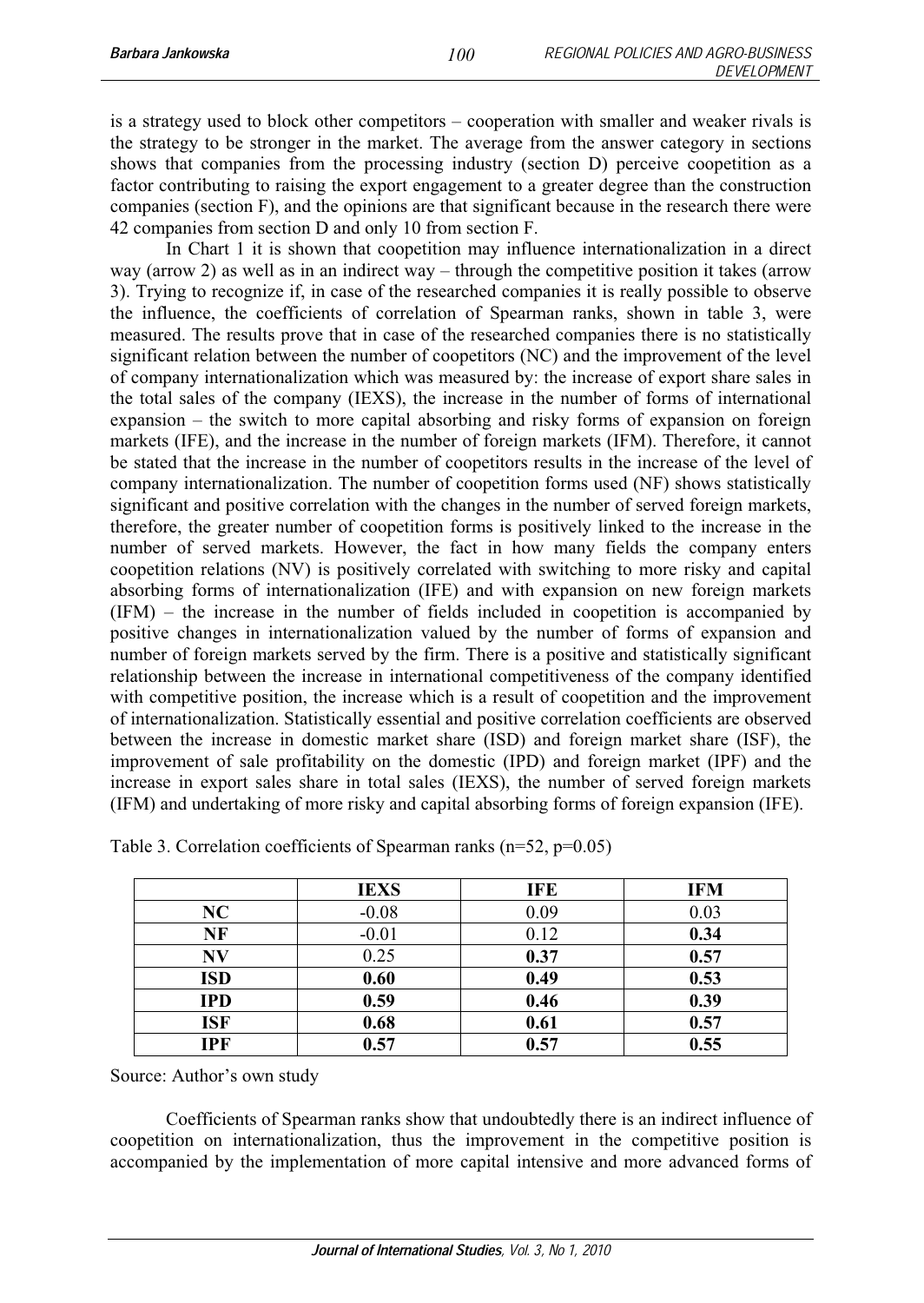is a strategy used to block other competitors – cooperation with smaller and weaker rivals is the strategy to be stronger in the market. The average from the answer category in sections shows that companies from the processing industry (section D) perceive coopetition as a factor contributing to raising the export engagement to a greater degree than the construction companies (section F), and the opinions are that significant because in the research there were 42 companies from section D and only 10 from section F.

In Chart 1 it is shown that coopetition may influence internationalization in a direct way (arrow 2) as well as in an indirect way – through the competitive position it takes (arrow 3). Trying to recognize if, in case of the researched companies it is really possible to observe the influence, the coefficients of correlation of Spearman ranks, shown in table 3, were measured. The results prove that in case of the researched companies there is no statistically significant relation between the number of coopetitors (NC) and the improvement of the level of company internationalization which was measured by: the increase of export share sales in the total sales of the company (IEXS), the increase in the number of forms of international expansion – the switch to more capital absorbing and risky forms of expansion on foreign markets (IFE), and the increase in the number of foreign markets (IFM). Therefore, it cannot be stated that the increase in the number of coopetitors results in the increase of the level of company internationalization. The number of coopetition forms used (NF) shows statistically significant and positive correlation with the changes in the number of served foreign markets, therefore, the greater number of coopetition forms is positively linked to the increase in the number of served markets. However, the fact in how many fields the company enters coopetition relations (NV) is positively correlated with switching to more risky and capital absorbing forms of internationalization (IFE) and with expansion on new foreign markets (IFM) – the increase in the number of fields included in coopetition is accompanied by positive changes in internationalization valued by the number of forms of expansion and number of foreign markets served by the firm. There is a positive and statistically significant relationship between the increase in international competitiveness of the company identified with competitive position, the increase which is a result of coopetition and the improvement of internationalization. Statistically essential and positive correlation coefficients are observed between the increase in domestic market share (ISD) and foreign market share (ISF), the improvement of sale profitability on the domestic (IPD) and foreign market (IPF) and the increase in export sales share in total sales (IEXS), the number of served foreign markets (IFM) and undertaking of more risky and capital absorbing forms of foreign expansion (IFE).

Table 3. Correlation coefficients of Spearman ranks (n=52, p=0.05)

| | **IEXS** | **IFE** | **IFM** |
|---|---|---|---|
| **NC** | -0.08 | 0.09 | 0.03 |
| **NF** | -0.01 | 0.12 | **0.34** |
| **NV** | 0.25 | **0.37** | **0.57** |
| **ISD** | **0.60** | **0.49** | **0.53** |
| **IPD** | **0.59** | **0.46** | **0.39** |
| **ISF** | **0.68** | **0.61** | **0.57** |
| **IPF** | **0.57** | **0.57** | **0.55** |

Source: Author's own study

Coefficients of Spearman ranks show that undoubtedly there is an indirect influence of coopetition on internationalization, thus the improvement in the competitive position is accompanied by the implementation of more capital intensive and more advanced forms of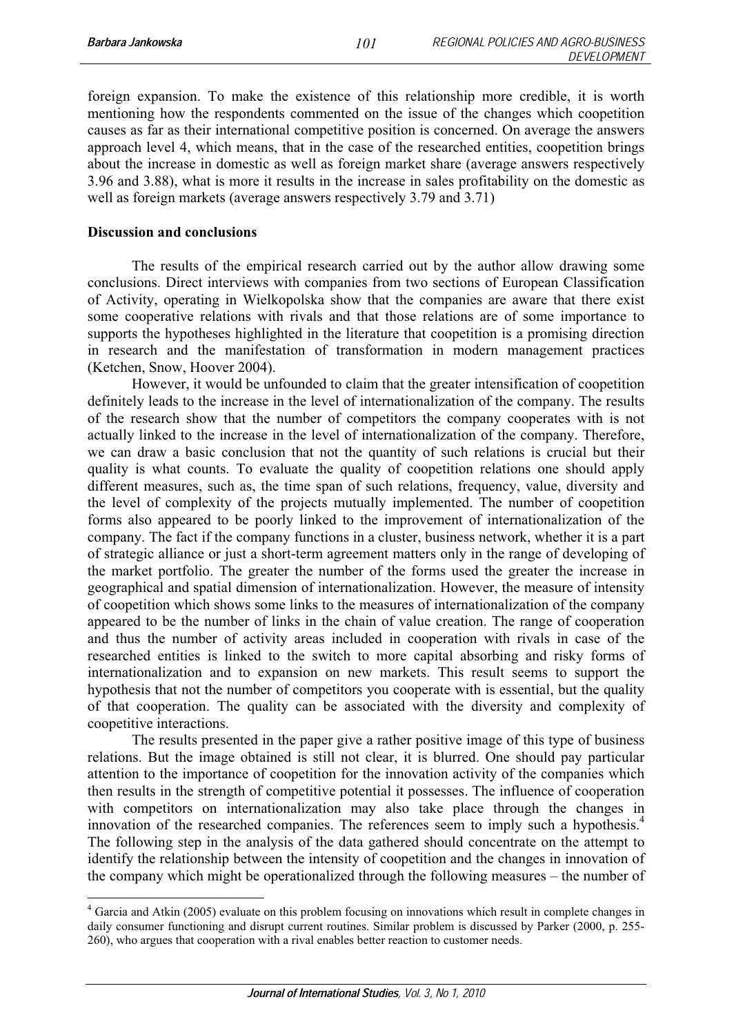foreign expansion. To make the existence of this relationship more credible, it is worth mentioning how the respondents commented on the issue of the changes which coopetition causes as far as their international competitive position is concerned. On average the answers approach level 4, which means, that in the case of the researched entities, coopetition brings about the increase in domestic as well as foreign market share (average answers respectively 3.96 and 3.88), what is more it results in the increase in sales profitability on the domestic as well as foreign markets (average answers respectively 3.79 and 3.71)

## Discussion and conclusions

The results of the empirical research carried out by the author allow drawing some conclusions. Direct interviews with companies from two sections of European Classification of Activity, operating in Wielkopolska show that the companies are aware that there exist some cooperative relations with rivals and that those relations are of some importance to supports the hypotheses highlighted in the literature that coopetition is a promising direction in research and the manifestation of transformation in modern management practices (Ketchen, Snow, Hoover 2004).

However, it would be unfounded to claim that the greater intensification of coopetition definitely leads to the increase in the level of internationalization of the company. The results of the research show that the number of competitors the company cooperates with is not actually linked to the increase in the level of internationalization of the company. Therefore, we can draw a basic conclusion that not the quantity of such relations is crucial but their quality is what counts. To evaluate the quality of coopetition relations one should apply different measures, such as, the time span of such relations, frequency, value, diversity and the level of complexity of the projects mutually implemented. The number of coopetition forms also appeared to be poorly linked to the improvement of internationalization of the company. The fact if the company functions in a cluster, business network, whether it is a part of strategic alliance or just a short-term agreement matters only in the range of developing of the market portfolio. The greater the number of the forms used the greater the increase in geographical and spatial dimension of internationalization. However, the measure of intensity of coopetition which shows some links to the measures of internationalization of the company appeared to be the number of links in the chain of value creation. The range of cooperation and thus the number of activity areas included in cooperation with rivals in case of the researched entities is linked to the switch to more capital absorbing and risky forms of internationalization and to expansion on new markets. This result seems to support the hypothesis that not the number of competitors you cooperate with is essential, but the quality of that cooperation. The quality can be associated with the diversity and complexity of coopetitive interactions.

The results presented in the paper give a rather positive image of this type of business relations. But the image obtained is still not clear, it is blurred. One should pay particular attention to the importance of coopetition for the innovation activity of the companies which then results in the strength of competitive potential it possesses. The influence of cooperation with competitors on internationalization may also take place through the changes in innovation of the researched companies. The references seem to imply such a hypothesis.[4] The following step in the analysis of the data gathered should concentrate on the attempt to identify the relationship between the intensity of coopetition and the changes in innovation of the company which might be operationalized through the following measures – the number of

[4] Garcia and Atkin (2005) evaluate on this problem focusing on innovations which result in complete changes in daily consumer functioning and disrupt current routines. Similar problem is discussed by Parker (2000, p. 255-260), who argues that cooperation with a rival enables better reaction to customer needs.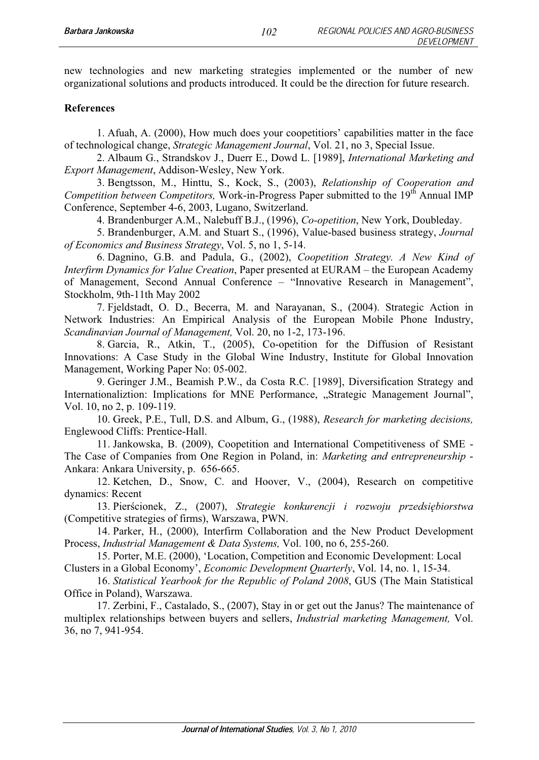new technologies and new marketing strategies implemented or the number of new organizational solutions and products introduced. It could be the direction for future research.

## References

1. Afuah, A. (2000), How much does your coopetitiors' capabilities matter in the face of technological change, *Strategic Management Journal*, Vol. 21, no 3, Special Issue.

2. Albaum G., Strandskov J., Duerr E., Dowd L. [1989], *International Marketing and Export Management*, Addison-Wesley, New York.

3. Bengtsson, M., Hinttu, S., Kock, S., (2003), *Relationship of Cooperation and Competition between Competitors,* Work-in-Progress Paper submitted to the 19th Annual IMP Conference, September 4-6, 2003, Lugano, Switzerland.

4. Brandenburger A.M., Nalebuff B.J., (1996), *Co-opetition*, New York, Doubleday.

5. Brandenburger, A.M. and Stuart S., (1996), Value-based business strategy, *Journal of Economics and Business Strategy*, Vol. 5, no 1, 5-14.

6. Dagnino, G.B. and Padula, G., (2002), *Coopetition Strategy. A New Kind of Interfirm Dynamics for Value Creation*, Paper presented at EURAM – the European Academy of Management, Second Annual Conference – "Innovative Research in Management", Stockholm, 9th-11th May 2002

7. Fjeldstadt, O. D., Becerra, M. and Narayanan, S., (2004). Strategic Action in Network Industries: An Empirical Analysis of the European Mobile Phone Industry, *Scandinavian Journal of Management,* Vol. 20, no 1-2, 173-196.

8. Garcia, R., Atkin, T., (2005), Co-opetition for the Diffusion of Resistant Innovations: A Case Study in the Global Wine Industry, Institute for Global Innovation Management, Working Paper No: 05-002.

9. Geringer J.M., Beamish P.W., da Costa R.C. [1989], Diversification Strategy and Internationaliztion: Implications for MNE Performance, „Strategic Management Journal", Vol. 10, no 2, p. 109-119.

10. Greek, P.E., Tull, D.S. and Album, G., (1988), *Research for marketing decisions,* Englewood Cliffs: Prentice-Hall.

11. Jankowska, B. (2009), Coopetition and International Competitiveness of SME - The Case of Companies from One Region in Poland, in: *Marketing and entrepreneurship* - Ankara: Ankara University, p. 656-665.

12. Ketchen, D., Snow, C. and Hoover, V., (2004), Research on competitive dynamics: Recent

13. Pierścionek, Z., (2007), *Strategie konkurencji i rozwoju przedsiębiorstwa* (Competitive strategies of firms), Warszawa, PWN.

14. Parker, H., (2000), Interfirm Collaboration and the New Product Development Process, *Industrial Management & Data Systems,* Vol. 100, no 6, 255-260.

15. Porter, M.E. (2000), 'Location, Competition and Economic Development: Local Clusters in a Global Economy', *Economic Development Quarterly*, Vol. 14, no. 1, 15-34.

16. *Statistical Yearbook for the Republic of Poland 2008*, GUS (The Main Statistical Office in Poland), Warszawa.

17. Zerbini, F., Castalado, S., (2007), Stay in or get out the Janus? The maintenance of multiplex relationships between buyers and sellers, *Industrial marketing Management,* Vol. 36, no 7, 941-954.